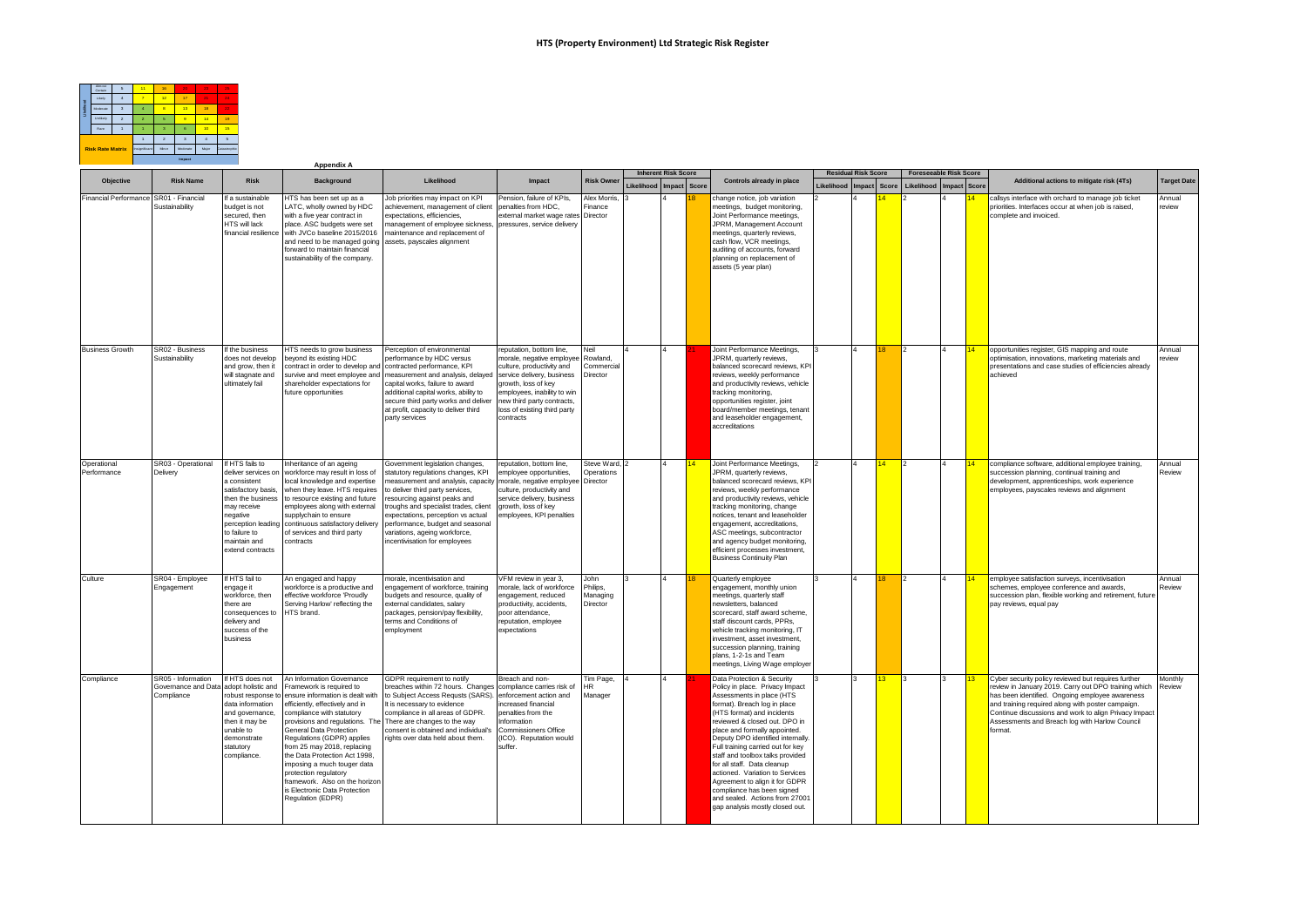# HTS (Property Environment) Ltd Strategic Risk Register

| Likelihood | | 1 | 2 | 3 | 4 | 5 |
|---|---|---|---|---|---|---|
| Almost Certain | 5 | 11 | 16 | 20 | 23 | 25 |
| Likely | 4 | 7 | 12 | 17 | 21 | 24 |
| Moderate | 3 | 4 | 8 | 13 | 18 | 22 |
| Unlikely | 2 | 2 | 5 | 9 | 14 | 19 |
| Rare | 1 | 1 | 3 | 6 | 10 | 15 |
| **Risk Rate Matrix** | | Insignificant | Minor | Moderate | Major | Catastrophic |
| | | Impact | | | | |

## Appendix A

| Objective | Risk Name | Risk | Background | Likelihood | Impact | Risk Owner | Inherent Risk Score | | | Controls already in place | Residual Risk Score | | | Foreseeable Risk Score | | | Additional actions to mitigate risk (4Ts) | Target Date |
|---|---|---|---|---|---|---|---|---|---|---|---|---|---|---|---|---|---|---|
| | | | | | | | Likelihood | Impact | Score | | Likelihood | Impact | Score | Likelihood | Impact | Score | | |
| Financial Performance | SR01 - Financial Sustainability | If a sustainable budget is not secured, then HTS will lack financial resilience | HTS has been set up as a LATC, wholly owned by HDC with a five year contract in place. ASC budgets were set with JVCo baseline 2015/2016 and need to be managed going forward to maintain financial sustainability of the company. | Job priorities may impact on KPI achievement, management of client expectations, efficiencies, management of employee sickness, maintenance and replacement of assets, payscales alignment | Pension, failure of KPIs, penalties from HDC, external market wage rates pressures, service delivery | Alex Morris, Finance Director | 3 | 4 | 18 | change notice, job variation meetings, budget monitoring, Joint Performance meetings, JPRM, Management Account meetings, quarterly reviews, cash flow, VCR meetings, auditing of accounts, forward planning on replacement of assets (5 year plan) | 2 | 4 | 14 | 2 | 4 | 14 | callsys interface with orchard to manage job ticket priorities. Interfaces occur at when job is raised, complete and invoiced. | Annual review |
| Business Growth | SR02 - Business Sustainability | If the business does not develop and grow, then it will stagnate and ultimately fail | HTS needs to grow business beyond its existing HDC contract in order to develop and survive and meet employee and shareholder expectations for future opportunities | Perception of environmental performance by HDC versus contracted performance, KPI measurement and analysis, delayed capital works, failure to award additional capital works, ability to secure third party works and deliver at profit, capacity to deliver third party services | reputation, bottom line, morale, negative employee culture, productivity and service delivery, business growth, loss of key employees, inability to win new third party contracts, loss of existing third party contracts | Neil Rowland, Commercial Director | 4 | 4 | 21 | Joint Performance Meetings, JPRM, quarterly reviews, balanced scorecard reviews, KPI reviews, weekly performance and productivity reviews, vehicle tracking monitoring, opportunities register, joint board/member meetings, tenant and leaseholder engagement, accreditations | 3 | 4 | 18 | 2 | 4 | 14 | opportunities register, GIS mapping and route optimisation, innovations, marketing materials and presentations and case studies of efficiencies already achieved | Annual review |
| Operational Performance | SR03 - Operational Delivery | If HTS fails to deliver services on a consistent satisfactory basis, then the business may receive negative perception leading to failure to maintain and extend contracts | Inheritance of an ageing workforce may result in loss of local knowledge and expertise when they leave. HTS requires to resource existing and future employees along with external supplychain to ensure continuous satisfactory delivery of services and third party contracts | Government legislation changes, statutory regulations changes, KPI measurement and analysis, capacity to deliver third party services, resourcing against peaks and troughs and specialist trades, client expectations, perception vs actual performance, budget and seasonal variations, ageing workforce, incentivisation for employees | reputation, bottom line, employee opportunities, morale, negative employee culture, productivity and service delivery, business growth, loss of key employees, KPI penalties | Steve Ward, Operations Director | 2 | 4 | 14 | Joint Performance Meetings, JPRM, quarterly reviews, balanced scorecard reviews, KPI reviews, weekly performance and productivity reviews, vehicle tracking monitoring, change notices, tenant and leaseholder engagement, accreditations, ASC meetings, subcontractor and agency budget monitoring, efficient processes investment, Business Continuity Plan | 2 | 4 | 14 | 2 | 4 | 14 | compliance software, additional employee training, succession planning, continual training and development, apprenticeships, work experience employees, payscales reviews and alignment | Annual Review |
| Culture | SR04 - Employee Engagement | If HTS fail to engage it workforce, then there are consequences to delivery and success of the business | An engaged and happy workforce is a productive and effective workforce 'Proudly Serving Harlow' reflecting the HTS brand. | morale, incentivisation and engagement of workforce, training budgets and resource, quality of external candidates, salary packages, pension/pay flexibility, terms and Conditions of employment | VFM review in year 3, morale, lack of workforce engagement, reduced productivity, accidents, poor attendance, reputation, employee expectations | John Philips, Managing Director | 3 | 4 | 18 | Quarterly employee engagement, monthly union meetings, quarterly staff newsletters, balanced scorecard, staff award scheme, staff discount cards, PPRs, vehicle tracking monitoring, IT investment, asset investment, succession planning, training plans, 1-2-1s and Team meetings, Living Wage employer | 3 | 4 | 18 | 2 | 4 | 14 | employee satisfaction surveys, incentivisation schemes, employee conference and awards, succession plan, flexible working and retirement, future pay reviews, equal pay | Annual Review |
| Compliance | SR05 - Information Governance and Data Compliance | If HTS does not adopt holistic and robust response to data information and governance, then it may be unable to demonstrate statutory compliance. | An Information Governance Framework is required to ensure information is dealt with efficiently, effectively and in compliance with statutory provisions and regulations. The General Data Protection Regulations (GDPR) applies from 25 may 2018, replacing the Data Protection Act 1998, imposing a much touger data protection regulatory framework. Also on the horizon is Electronic Data Protection Regulation (EDPR) | GDPR requirement to notify breaches within 72 hours. Changes to Subject Access Requsts (SARS). It is necessary to evidence compliance in all areas of GDPR. There are changes to the way consent is obtained and individual's rights over data held about them. | Breach and non-compliance carries risk of enforcement action and increased financial penalties from the Information Commissioners Office (ICO). Reputation would suffer. | Tim Page, HR Manager | 4 | 4 | 21 | Data Protection & Security Policy in place. Privacy Impact Assessments in place (HTS format). Breach log in place (HTS format) and incidents reviewed & closed out. DPO in place and formally appointed. Deputy DPO identified internally. Full training carried out for key staff and toolbox talks provided for all staff. Data cleanup actioned. Variation to Services Agreement to align it for GDPR compliance has been signed and sealed. Actions from 27001 gap analysis mostly closed out. | 3 | 3 | 13 | 3 | 3 | 13 | Cyber security policy reviewed but requires further review in January 2019. Carry out DPO training which has been identified. Ongoing employee awareness and training required along with poster campaign. Continue discussions and work to align Privacy Impact Assessments and Breach log with Harlow Council format. | Monthly Review |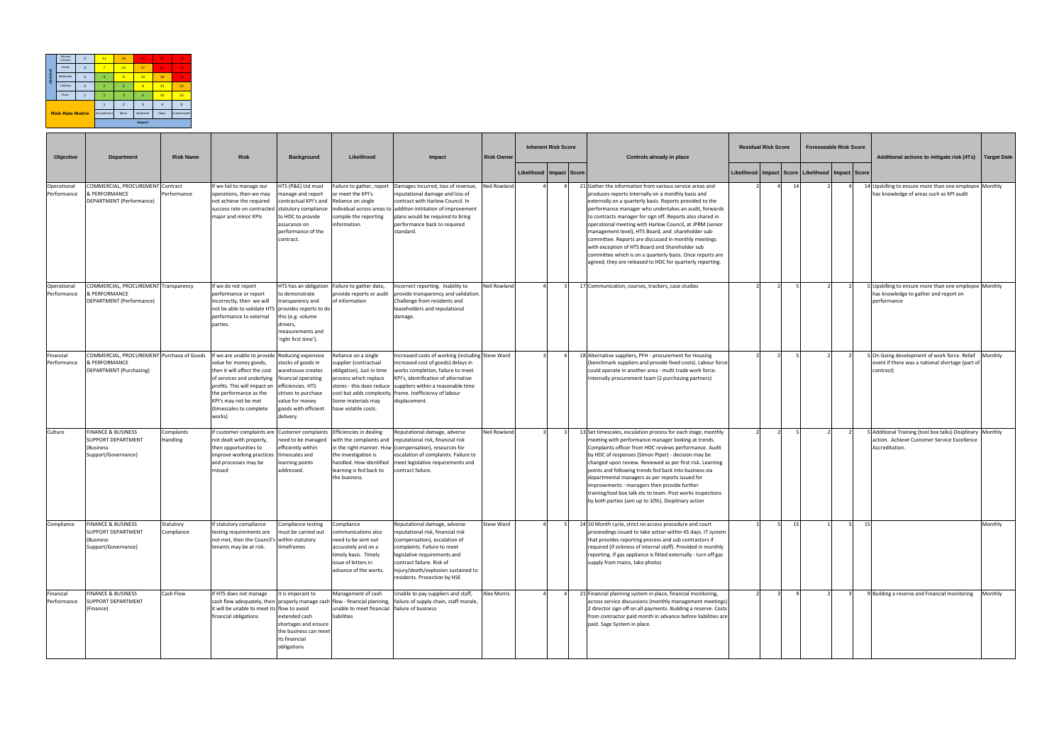| Likelihood | | | | | | | |
|---|---|---|---|---|---|---|---|
| | Almost Certain | 5 | 11 | 16 | 20 | 23 | 25 |
| | Likely | 4 | 7 | 12 | 17 | 21 | 24 |
| | Moderate | 3 | 4 | 8 | 13 | 18 | 22 |
| | Unlikely | 2 | 2 | 5 | 9 | 14 | 19 |
| | Rare | 1 | 1 | 3 | 6 | 10 | 15 |
| **Risk Rate Matrix** | | | 1 | 2 | 3 | 4 | 5 |
| | | | Insignificant | Minor | Moderate | Major | Catastrophic |
| | | | Impact | | | | |

| Objective | Department | Risk Name | Risk | Background | Likelihood | Impact | Risk Owner | Inherent Risk Score | | | Controls already in place | Residual Risk Score | | | Foreseeable Risk Score | | | Additional actions to mitigate risk (4Ts) | Target Date |
|---|---|---|---|---|---|---|---|---|---|---|---|---|---|---|---|---|---|---|---|
| | | | | | | | | Likelihood | Impact | Score | | Likelihood | Impact | Score | Likelihood | Impact | Score | | |
| Operational Performance | COMMERCIAL, PROCUREMENT & PERFORMANCE DEPARTMENT (Performance) | Contract Performance | If we fail to manage our operations, then we may not achieve the required success rate on contracted major and minor KPIs | HTS (P&E) Ltd must manage and report contractual KPI's and statutory compliance to HDC to provide assurance on performance of the contract. | Failure to gather, report or meet the KPI's. Reliance on single individual across areas to compile the reporting information. | Damages Incurred, loss of revenue, reputational damage and loss of contract with Harlow Council. In addition inititation of improvement plans would be required to bring performance back to required standard. | Neil Rowland | 4 | 4 | 21 | Gather the information from various service areas and produces reports internally on a monthly basis and externally on a quarterly basis. Reports provided to the performance manager who undertakes an audit, forwards to contracts manager for sign off. Reports also shared in operational meeting with Harlow Council, at JPRM (senior management level), HTS Board, and shareholder sub-committee. Reports are discussed in monthly meetings with exception of HTS Board and Shareholder sub committee which is on a quarterly basis. Once reports are agreed, they are released to HDC for quarterly reporting. | 2 | 4 | 14 | 2 | 4 | 14 | Upskilling to ensure more than one employee has knowledge of areas such as KPI audit | Monthly |
| Operational Performance | COMMERCIAL, PROCUREMENT & PERFORMANCE DEPARTMENT (Performance) | Transparency | If we do not report performance or report incorrectly, then we will not be able to validate HTS performance to external parties. | HTS has an obligation to demonstrate transparency and provides reports to do this (e.g. volume drivers, measurements and 'right first time'). | Failure to gather data, provide reports or audit of information | Incorrect reporting. Inability to provide transparency and validation. Challenge from residents and leaseholders and reputational damage. | Neil Rowland | 4 | 3 | 17 | Communication, courses, trackers, case studies | 2 | 2 | 5 | 2 | 2 | 5 | Upskilling to ensure more than one employee has knowledge to gather and report on performance | Monthly |
| Financial Performance | COMMERCIAL, PROCUREMENT & PERFORMANCE DEPARTMENT (Purchasing) | Purchase of Goods | If we are unable to provide value for money goods, then it will affect the cost of services and underlying profits. This will impact on the performance as the KPI's may not be met (timescales to complete works) | Reducing expensive stocks of goods in warehouse creates financial operating efficiencies. HTS strives to purchase value for money goods with efficient delivery. | Reliance on a single supplier (contractual obligation), Just in time process which replace stores - this does reduce cost but adds complexity. Some materials may have volatile costs. | Increased costs of working (including increased cost of goods) delays in works completion, failure to meet KPI's, identification of alternative suppliers within a reasonable time frame. Inefficiency of labour displacement. | Steve Ward | 3 | 4 | 18 | Alternative suppliers, PFH - procurement for Housing (benchmark suppliers and provide fixed costs). Labour force could operate in another area - multi trade work force. Internally procurement team (2 purchasing partners) | 2 | 2 | 5 | 2 | 2 | 5 | On Going development of work force. Relief event if there was a national shortage (part of contract) | Monthly |
| Culture | FINANCE & BUSINESS SUPPORT DEPARTMENT (Business Support/Governance) | Complaints Handling | If customer complaints are not dealt with properly, then opportunities to improve working practices and processes may be missed | Customer complaints need to be managed efficiently within timescales and learning points addressed. | Efficiencies in dealing with the complaints and in the right manner. How the investigation is handled. How identified learning is fed back to the business. | Reputational damage, adverse reputational risk, financial risk (compensation), resources for escalation of complaints. Failure to meet legislative requirements and contract failure. | Neil Rowland | 3 | 3 | 13 | Set timescales, esculation process for each stage, monthly meeting with performance manager looking at trends. Complaints officer from HDC reviews performance. Audit by HDC of responses (Simon Piper) - decision may be changed upon review. Reviewed as per first risk. Learning points and following trends fed back into business via departmental managers as per reports issued for improvements - managers then provide further training/tool box talk etc to team. Post works inspections by both parties (aim up to 10%). Disiplinary action | 2 | 2 | 5 | 2 | 2 | 5 | Additional Training (tool box talks) Disiplinary action. Achieve Customer Service Excellence Accreditation. | Monthly |
| Compliance | FINANCE & BUSINESS SUPPORT DEPARTMENT (Business Support/Governance) | Statutory Compliance | If statutory compliance testing requirements are not met, then the Council's tenants may be at risk. | Compliance testing must be carried out within statutory timeframes | Compliance communications also need to be sent out accurately and on a timely basis. Timely issue of letters in advance of the works. | Reputational damage, adverse reputational risk, financial risk (compensation), escalation of complaints. Failure to meet legislative requirements and contract failure. Risk of injury/death/explosion sustained to residents. Prosection by HSE | Steve Ward | 4 | 5 | 24 | 10 Month cycle, strict no access procedure and court proceedings issued to take action within 45 days. IT system that provides reporting process and sub contractors if required (if sickness of internal staff). Provided in monthly reporting. If gas appliance is fitted externally - turn off gas supply from mains, take photos | 1 | 5 | 15 | 1 | 5 | 15 | | Monthly |
| Financial Performance | FINANCE & BUSINESS SUPPORT DEPARTMENT (Finance) | Cash Flow | If HTS does not manage cash flow adequately, then it will be unable to meet its financial obligations | It is imporant to properly manage cash flow to avoid extended cash shortages and ensure the business can meet its finaincial obligations | Management of cash flow - financial planning, unable to meet financial liabilities | Unable to pay suppliers and staff, failure of supply chain, staff morale, failure of business | Alex Morris | 4 | 4 | 21 | Financial planning system in place, financial monitoring, across service discussions (monthly management meetings) 2 director sign off on all payments. Building a reserve. Costs from contractor paid month in advance before liabilities are paid. Sage System in place. | 2 | 3 | 9 | 2 | 3 | 9 | Building a reserve and Financial monitoring | Monthly |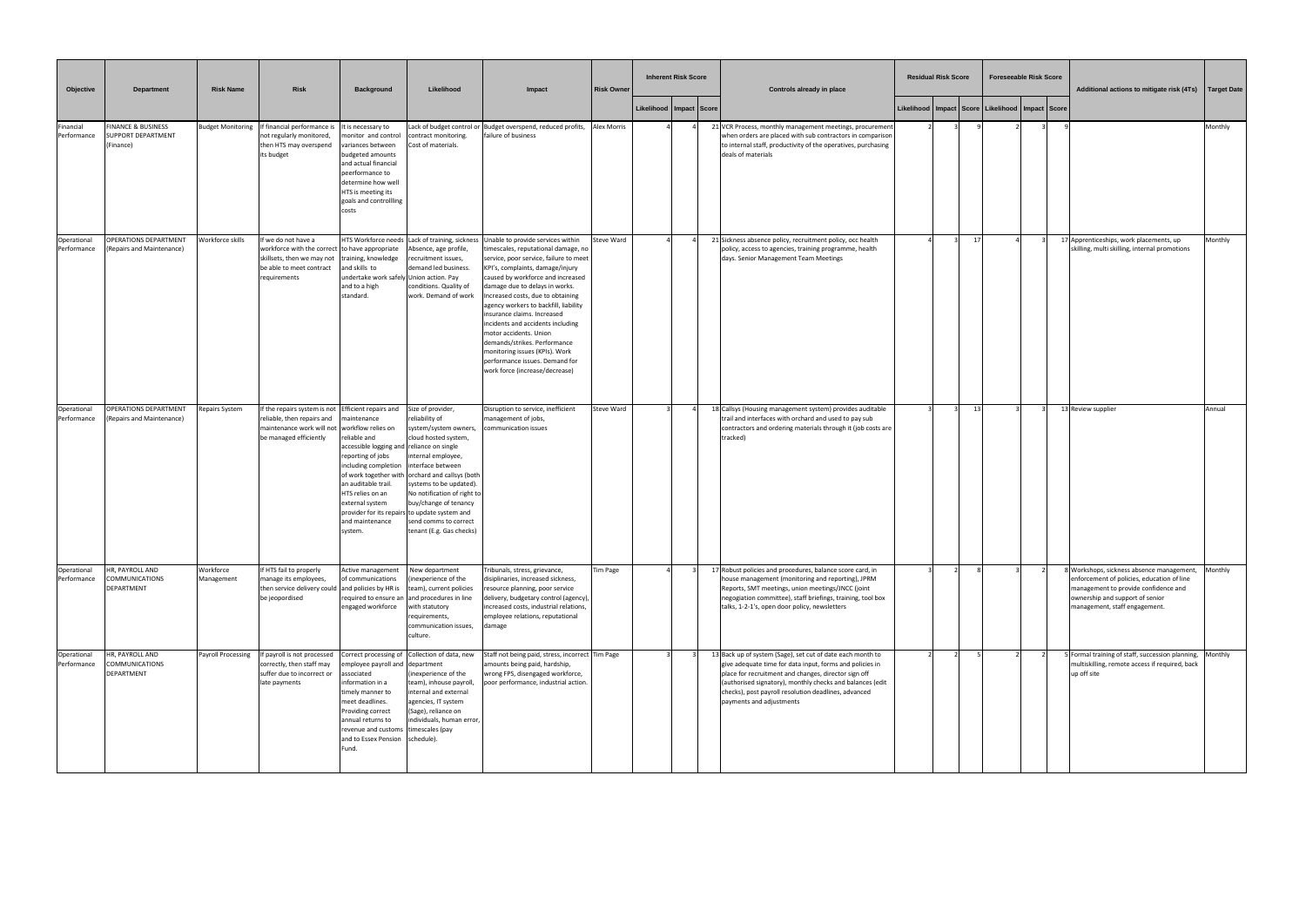| Objective | Department | Risk Name | Risk | Background | Likelihood | Impact | Risk Owner | Inherent Risk Score | | | Controls already in place | Residual Risk Score | | | Foreseeable Risk Score | | | Additional actions to mitigate risk (4Ts) | Target Date |
|---|---|---|---|---|---|---|---|---|---|---|---|---|---|---|---|---|---|---|---|
| | | | | | | | | Likelihood | Impact | Score | | Likelihood | Impact | Score | Likelihood | Impact | Score | | |
| Financial Performance | FINANCE & BUSINESS SUPPORT DEPARTMENT (Finance) | Budget Monitoring | If financial performance is not regularly monitored, then HTS may overspend its budget | It is necessary to monitor and control variances between budgeted amounts and actual financial peerformance to determine how well HTS is meeting its goals and controlling costs | Lack of budget control or contract monitoring. Cost of materials. | Budget overspend, reduced profits, failure of business | Alex Morris | 4 | 4 | 21 | VCR Process, monthly management meetings, procurement when orders are placed with sub contractors in comparison to internal staff, productivity of the operatives, purchasing deals of materials | 2 | 3 | 9 | 2 | 3 | 9 | | Monthly |
| Operational Performance | OPERATIONS DEPARTMENT (Repairs and Maintenance) | Workforce skills | If we do not have a workforce with the correct skillsets, then we may not be able to meet contract requirements | HTS Workforce needs to have appropriate training, knowledge and skills to undertake work safely and to a high standard. | Lack of training, sickness Absence, age profile, recruitment issues, demand led business. Union action. Pay conditions. Quality of work. Demand of work | Unable to provide services within timescales, reputational damage, no service, poor service, failure to meet KPI's, complaints, damage/injury caused by workforce and increased damage due to delays in works. Increased costs, due to obtaining agency workers to backfill, liability insurance claims. Increased incidents and accidents including motor accidents. Union demands/strikes. Performance monitoring issues (KPIs). Work performance issues. Demand for work force (increase/decrease) | Steve Ward | 4 | 4 | 21 | Sickness absence policy, recruitment policy, occ health policy, access to agencies, training programme, health days. Senior Management Team Meetings | 4 | 3 | 17 | 4 | 3 | 17 | Apprenticeships, work placements, up skilling, multi skilling, internal promotions | Monthly |
| Operational Performance | OPERATIONS DEPARTMENT (Repairs and Maintenance) | Repairs System | If the repairs system is not reliable, then repairs and maintenance work will not be managed efficiently | Efficient repairs and maintenance workflow relies on reliable and accessible logging and reporting of jobs including completion of work together with an auditable trail. HTS relies on an external system provider for its repairs and maintenance system. | Size of provider, reliability of system/system owners, cloud hosted system, reliance on single internal employee, interface between orchard and callsys (both systems to be updated). No notification of right to buy/change of tenancy to update system and send comms to correct tenant (E.g. Gas checks) | Disruption to service, inefficient management of jobs, communication issues | Steve Ward | 3 | 4 | 18 | Callsys (Housing management system) provides auditable trail and interfaces with orchard and used to pay sub contractors and ordering materials through it (job costs are tracked) | 3 | 3 | 13 | 3 | 3 | 13 | Review supplier | Annual |
| Operational Performance | HR, PAYROLL AND COMMUNICATIONS DEPARTMENT | Workforce Management | If HTS fail to properly manage its employees, then service delivery could be jeopordised | Active management of communications and policies by HR is required to ensure an engaged workforce | New department (inexperience of the team), current policies and procedures in line with statutory requirements, communication issues, culture. | Tribunals, stress, grievance, disiplinaries, increased sickness, resource planning, poor service delivery, budgetary control (agency), increased costs, industrial relations, employee relations, reputational damage | Tim Page | 4 | 3 | 17 | Robust policies and procedures, balance score card, in house management (monitoring and reporting), JPRM Reports, SMT meetings, union meetings/JNCC (joint negogiation committee), staff briefings, training, tool box talks, 1-2-1's, open door policy, newsletters | 3 | 2 | 8 | 3 | 2 | 8 | Workshops, sickness absence management, enforcement of policies, education of line management to provide confidence and ownership and support of senior management, staff engagement. | Monthly |
| Operational Performance | HR, PAYROLL AND COMMUNICATIONS DEPARTMENT | Payroll Processing | If payroll is not processed correctly, then staff may suffer due to incorrect or late payments | Correct processing of employee payroll and associated information in a timely manner to meet deadlines. Providing correct annual returns to revenue and customs and to Essex Pension Fund. | Collection of data, new department (inexperience of the team), inhouse payroll, internal and external agencies, IT system (Sage), reliance on individuals, human error, timescales (pay schedule). | Staff not being paid, stress, incorrect amounts being paid, hardship, wrong FPS, disengaged workforce, poor performance, industrial action. | Tim Page | 3 | 3 | 13 | Back up of system (Sage), set cut of date each month to give adequate time for data input, forms and policies in place for recruitment and changes, director sign off (authorised signatory), monthly checks and balances (edit checks), post payroll resolution deadlines, advanced payments and adjustments | 2 | 2 | 5 | 2 | 2 | 5 | Formal training of staff, succession planning, multiskilling, remote access if required, back up off site | Monthly |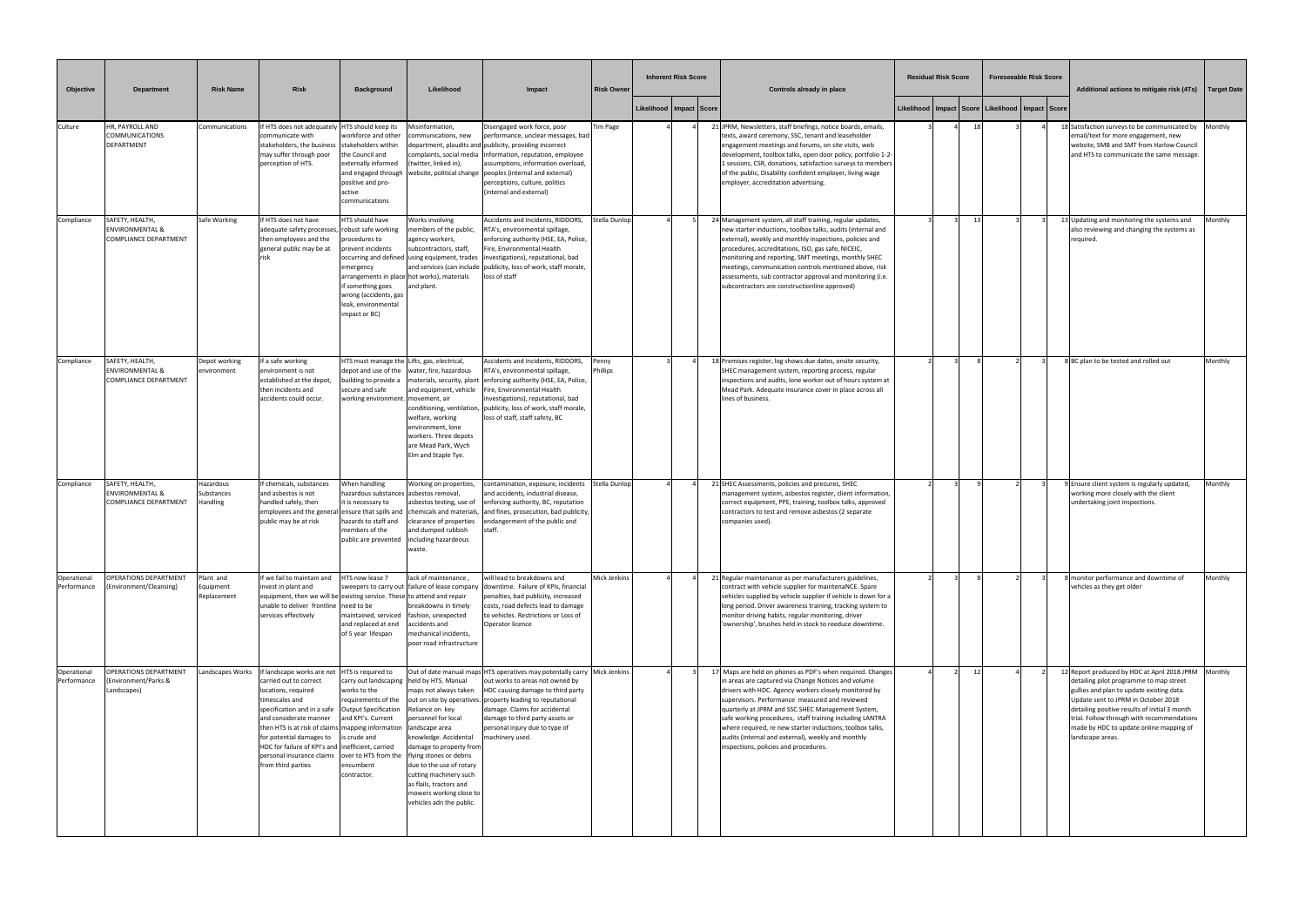| Objective | Department | Risk Name | Risk | Background | Likelihood | Impact | Risk Owner | Inherent Risk Score | | | Controls already in place | Residual Risk Score | | | Foreseeable Risk Score | | | Additional actions to mitigate risk (4Ts) | Target Date |
|---|---|---|---|---|---|---|---|---|---|---|---|---|---|---|---|---|---|---|---|
| | | | | | | | | Likelihood | Impact | Score | | Likelihood | Impact | Score | Likelihood | Impact | Score | | |
| Culture | HR, PAYROLL AND COMMUNICATIONS DEPARTMENT | Communications | If HTS does not adequately communicate with stakeholders, the business may suffer through poor perception of HTS. | HTS should keep its workforce and other stakeholders within the Council and externally informed and engaged through positive and pro-active communications | Misinformation, communications, new department, plaudits and complaints, social media (twitter, linked in), website, political change | Disengaged work force, poor performance, unclear messages, bad publicity, providing incorrect information, reputation, employee assumptions, information overload, peoples (internal and external) perceptions, culture, politics (internal and external) | Tim Page | 4 | 4 | 21 | JPRM, Newsletters, staff briefings, notice boards, emails, texts, award ceremony, SSC, tenant and leaseholder engagement meetings and forums, on site visits, web development, toolbox talks, open door policy, portfolio 1-2-1 sessions, CSR, donations, satisfaction surveys to members of the public, Disability confident employer, living wage employer, accreditation advertising. | 3 | 4 | 18 | 3 | 4 | 18 | Satisfaction surveys to be communicated by email/text for more engagement, new website, SMB and SMT from Harlow Council and HTS to communicate the same message. | Monthly |
| Compliance | SAFETY, HEALTH, ENVIRONMENTAL & COMPLIANCE DEPARTMENT | Safe Working | If HTS does not have adequate safety processes, then employees and the general public may be at risk | HTS should have robust safe working procedures to prevent incidents occurring and defined emergency arrangements in place if something goes wrong (accidents, gas leak, environmental impact or BC) | Works involving members of the public, agency workers, subcontractors, staff, using equipment, trades and services (can include hot works), materials and plant. | Accidents and Incidents, RIDDORS, RTA's, environmental spillage, enforcing authority (HSE, EA, Police, Fire, Environmental Health investigations), reputational, bad publicity, loss of work, staff morale, loss of staff | Stella Dunlop | 4 | 5 | 24 | Management system, all staff training, regular updates, new starter inductions, toolbox talks, audits (internal and external), weekly and monthly inspections, policies and procedures, accreditations, ISO, gas safe, NICEIC, monitoring and reporting, SMT meetings, monthly SHEC meetings, communication controls mentioned above, risk assessments, sub contractor approval and monitoring (i.e. subcontractors are constructionline approved) | 3 | 3 | 13 | 3 | 3 | 13 | Updating and monitoring the systems and also reviewing and changing the systems as required. | Monthly |
| Compliance | SAFETY, HEALTH, ENVIRONMENTAL & COMPLIANCE DEPARTMENT | Depot working environment | If a safe working environment is not established at the depot, then incidents and accidents could occur. | HTS must manage the depot and use of the building to provide a secure and safe working environment. | Lifts, gas, electrical, water, fire, hazardous materials, security, plant and equipment, vehicle movement, air conditioning, ventilation, welfare, working environment, lone workers. Three depots are Mead Park, Wych Elm and Staple Tye. | Accidents and Incidents, RIDDORS, RTA's, environmental spillage, enforcing authority (HSE, EA, Police, Fire, Environmental Health investigations), reputational, bad publicity, loss of work, staff morale, loss of staff, staff safety, BC | Penny Phillips | 3 | 4 | 18 | Premises register, log shows due dates, onsite security, SHEC management system, reporting process, regular inspections and audits, lone worker out of hours system at Mead Park. Adequate insurance cover in place across all lines of business. | 2 | 3 | 8 | 2 | 3 | 8 | BC plan to be tested and rolled out | Monthly |
| Compliance | SAFETY, HEALTH, ENVIRONMENTAL & COMPLIANCE DEPARTMENT | Hazardous Substances Handling | If chemicals, substances and asbestos is not handled safely, then employees and the general public may be at risk | When handling hazardous substances it is necessary to ensure that spills and hazards to staff and members of the public are prevented | Working on properties, asbestos removal, asbestos testing, use of chemicals and materials, clearance of properties and dumped rubbish including hazardous waste. | contamination, exposure, incidents and accidents, industrial disease, enforcing authority, BC, reputation and fines, prosecution, bad publicity, endangerment of the public and staff. | Stella Dunlop | 4 | 4 | 21 | SHEC Assessments, policies and precures, SHEC management system, asbestos register, client information, correct equipment, PPE, training, toolbox talks, approved contractors to test and remove asbestos (2 separate companies used). | 2 | 3 | 9 | 2 | 3 | 9 | Ensure client system is regularly updated, working more closely with the client undertaking joint inspections. | Monthly |
| Operational Performance | OPERATIONS DEPARTMENT (Environment/Cleansing) | Plant and Equipment Replacement | If we fail to maintain and invest in plant and equipment, then we will be unable to deliver frontline services effectively | HTS now lease 7 sweepers to carry out existing service. These need to be maintained, serviced and replaced at end of 5 year lifespan | lack of maintenance , failure of lease company to attend and repair breakdowns in timely fashion, unexpected accidents and mechanical incidents, poor road infrastructure | will lead to breakdowns and downtime. Failure of KPIs, financial penalties, bad publicity, increased costs, road defects lead to damage to vehicles. Restrictions or Loss of Operator licence | Mick Jenkins | 4 | 4 | 21 | Regular maintenance as per manufacturers guidelines, contract with vehicle supplier for maintenaNCE. Spare vehicles supplied by vehicle supplier if vehicle is down for a long period. Driver awareness training, tracking system to monitor driving habits, regular monitoring, driver 'ownership', brushes held in stock to reeduce downtime. | 2 | 3 | 8 | 2 | 3 | 8 | monitor performance and downtime of vehcles as they get older | Monthly |
| Operational Performance | OPERATIONS DEPARTMENT (Environment/Parks & Landscapes) | Landscapes Works | If landscape works are not carried out to correct locations, required timescales and specification and in a safe and considerate manner then HTS is at risk of claims for potential damages to HDC for failure of KPI's and personal insurance claims from third parties | HTS is required to carry out landscaping works to the requirements of the Output Specification and KPI's. Current mapping information is crude and inefficient, carried over to HTS from the encumbent contractor. | Out of date manual maps held by HTS. Manual maps not always taken out on site by operatives. Reliance on key personnel for local landscape area knowledge. Accidental damage to property from flying stones or debris due to the use of rotary cutting machinery such as flails, tractors and mowers working close to vehicles adn the public. | HTS operatives may potentially carry out works to areas not owned by HDC causing damage to third party property leading to reputational damage. Claims for accidental damage to third party assets or personal injury due to type of machinery used. | Mick Jenkins | 4 | 3 | 17 | Maps are held on phones as PDF's when required. Changes in areas are captured via Change Notices and volume drivers with HDC. Agency workers closely monitored by supervisors. Performance measured and reviewed quarterly at JPRM and SSC.SHEC Management System, safe working procedures, staff training including LANTRA where required, re new starter inductions, toolbox talks, audits (internal and external), weekly and monthly inspections, policies and procedures. | 4 | 2 | 12 | 4 | 2 | 12 | Report produced by HDC at April 2018 JPRM detailing pilot programme to map street gullies and plan to update existing data. Update sent to JPRM in October 2018 detailing positive results of initial 3 month trial. Follow through with recommendations made by HDC to update online mapping of landscape areas. | Monthly |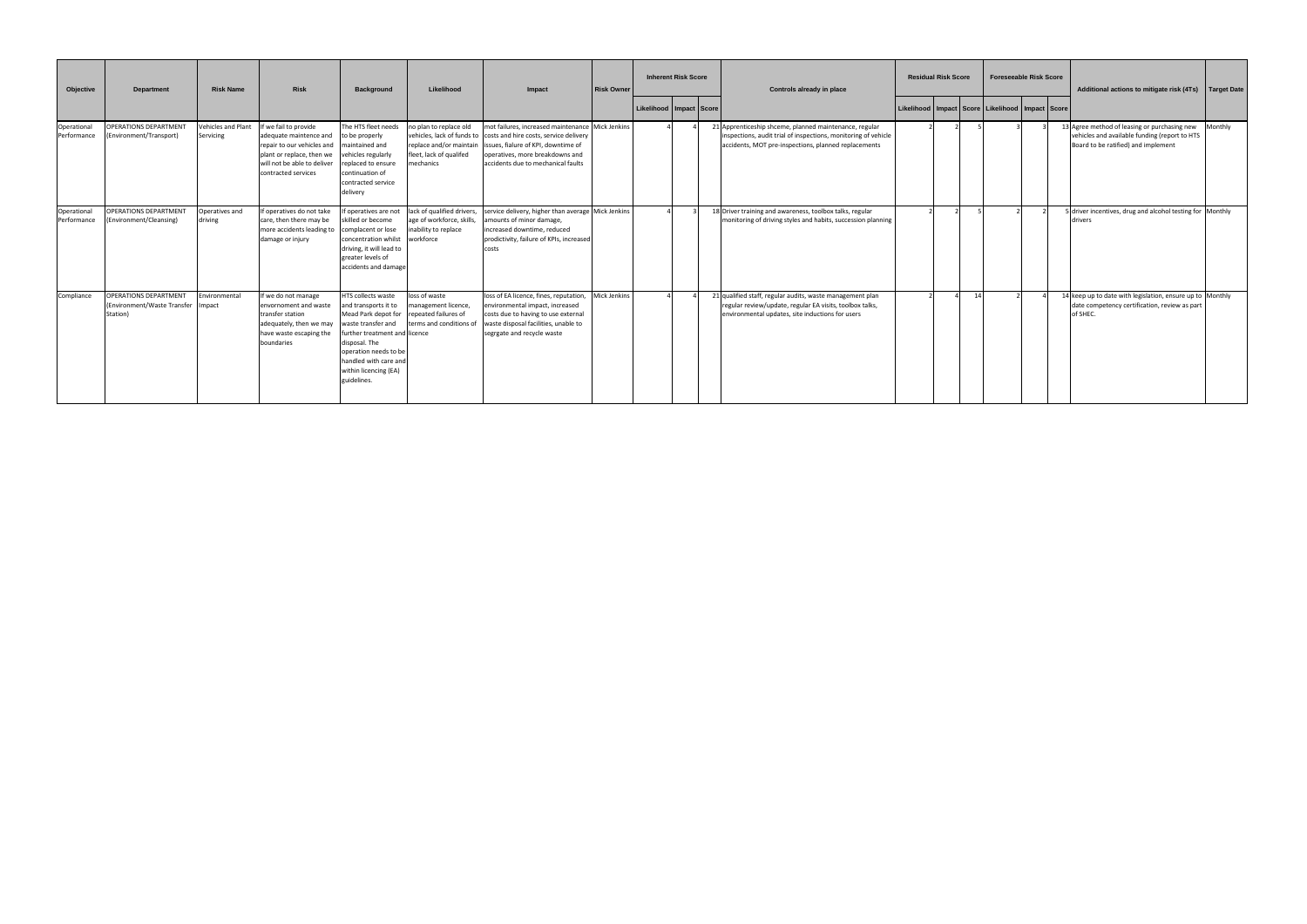| Objective | Department | Risk Name | Risk | Background | Likelihood | Impact | Risk Owner | Inherent Risk Score | | | Controls already in place | Residual Risk Score | | | Foreseeable Risk Score | | | Additional actions to mitigate risk (4Ts) | Target Date |
|---|---|---|---|---|---|---|---|---|---|---|---|---|---|---|---|---|---|---|---|
| | | | | | | | | Likelihood | Impact | Score | | Likelihood | Impact | Score | Likelihood | Impact | Score | | |
| Operational Performance | OPERATIONS DEPARTMENT (Environment/Transport) | Vehicles and Plant Servicing | If we fail to provide adequate maintence and repair to our vehicles and plant or replace, then we will not be able to deliver contracted services | The HTS fleet needs to be properly maintained and vehicles regularly replaced to ensure continuation of contracted service delivery | no plan to replace old vehicles, lack of funds to replace and/or maintain fleet, lack of qualifed mechanics | mot failures, increased maintenance costs and hire costs, service delivery issues, fialure of KPI, downtime of operatives, more breakdowns and accidents due to mechanical faults | Mick Jenkins | 4 | 4 | 21 | Apprenticeship shceme, planned maintenance, regular inspections, audit trial of inspections, monitoring of vehicle accidents, MOT pre-inspections, planned replacements | 2 | 2 | 5 | 3 | 3 | 13 | Agree method of leasing or purchasing new vehicles and available funding (report to HTS Board to be ratified) and implement | Monthly |
| Operational Performance | OPERATIONS DEPARTMENT (Environment/Cleansing) | Operatives and driving | If operatives do not take care, then there may be more accidents leading to damage or injury | If operatives are not skilled or become complacent or lose concentration whilst driving, it will lead to greater levels of accidents and damage | lack of qualified drivers, age of workforce, skills, inability to replace workforce | service delivery, higher than average amounts of minor damage, increased downtime, reduced prodictivity, failure of KPIs, increased costs | Mick Jenkins | 4 | 3 | 18 | Driver training and awareness, toolbox talks, regular monitoring of driving styles and habits, succession planning | 2 | 2 | 5 | 2 | 2 | 5 | driver incentives, drug and alcohol testing for drivers | Monthly |
| Compliance | OPERATIONS DEPARTMENT (Environment/Waste Transfer Station) | Environmental Impact | If we do not manage envornonment and waste transfer station adequately, then we may have waste escaping the boundaries | HTS collects waste and transports it to Mead Park depot for waste transfer and further treatment and disposal. The operation needs to be handled with care and within licencing (EA) guidelines. | loss of waste management licence, repeated failures of terms and conditions of licence | loss of EA licence, fines, reputation, environmental impact, increased costs due to having to use external waste disposal facilities, unable to segrgate and recycle waste | Mick Jenkins | 4 | 4 | 21 | qualified staff, regular audits, waste management plan regular review/update, regular EA visits, toolbox talks, environmental updates, site inductions for users | 2 | 4 | 14 | 2 | 4 | 14 | keep up to date with legislation, ensure up to date competency certification, review as part of SHEC. | Monthly |